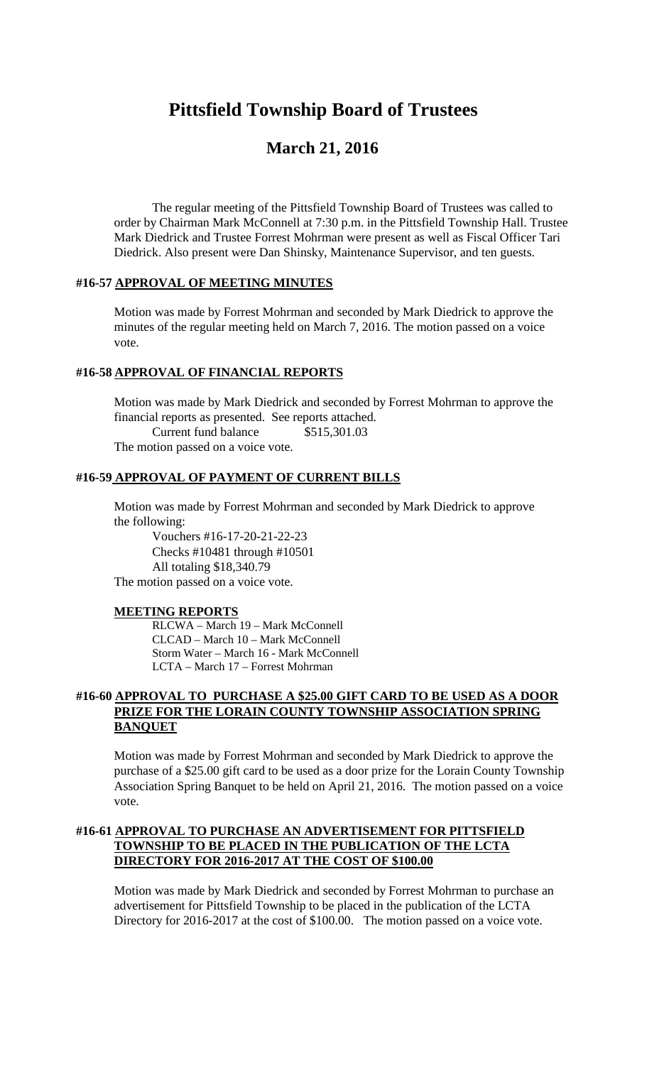# Pittsfield Township Board of Trustees

## March 21, 2016

The regular meeting of the Pittsfield Township Board of Trustees was called to order by Chairman Mark McConnell at 7:30 p.m. in the Pittsfield Township Hall. Trustee Mark Diedrick and Trustee Forrest Mohrman were present as well as Fiscal Officer Tari Diedrick. Also present were Dan Shinsky, Maintenance Supervisor, and ten guests.

### #16-57 APPROVAL OF MEETING MINUTES

Motion was made by Forrest Mohrman and seconded by Mark Diedrick to approve the minutes of the regular meeting held on March 7, 2016. The motion passed on a voice vote.

### #16-58 APPROVAL OF FINANCIAL REPORTS

Motion was made by Mark Diedrick and seconded by Forrest Mohrman to approve the financial reports as presented. See reports attached.

Current fund balance $515,301.03

The motion passed on a voice vote.

### #16-59 APPROVAL OF PAYMENT OF CURRENT BILLS

Motion was made by Forrest Mohrman and seconded by Mark Diedrick to approve the following:

Vouchers #16-17-20-21-22-23
Checks #10481 through #10501
All totaling $18,340.79

The motion passed on a voice vote.

### MEETING REPORTS

RLCWA – March 19 – Mark McConnell
CLCAD – March 10 – Mark McConnell
Storm Water – March 16 - Mark McConnell
LCTA – March 17 – Forrest Mohrman

### #16-60 APPROVAL TO PURCHASE A $25.00 GIFT CARD TO BE USED AS A DOOR PRIZE FOR THE LORAIN COUNTY TOWNSHIP ASSOCIATION SPRING BANQUET

Motion was made by Forrest Mohrman and seconded by Mark Diedrick to approve the purchase of a $25.00 gift card to be used as a door prize for the Lorain County Township Association Spring Banquet to be held on April 21, 2016. The motion passed on a voice vote.

### #16-61 APPROVAL TO PURCHASE AN ADVERTISEMENT FOR PITTSFIELD TOWNSHIP TO BE PLACED IN THE PUBLICATION OF THE LCTA DIRECTORY FOR 2016-2017 AT THE COST OF $100.00

Motion was made by Mark Diedrick and seconded by Forrest Mohrman to purchase an advertisement for Pittsfield Township to be placed in the publication of the LCTA Directory for 2016-2017 at the cost of $100.00. The motion passed on a voice vote.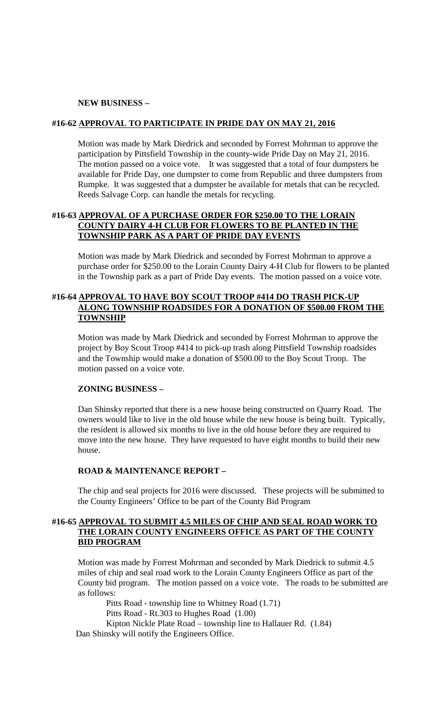**NEW BUSINESS –**

**#16-62 <u>APPROVAL TO PARTICIPATE IN PRIDE DAY ON MAY 21, 2016</u>**

Motion was made by Mark Diedrick and seconded by Forrest Mohrman to approve the participation by Pittsfield Township in the county-wide Pride Day on May 21, 2016. The motion passed on a voice vote. It was suggested that a total of four dumpsters be available for Pride Day, one dumpster to come from Republic and three dumpsters from Rumpke. It was suggested that a dumpster be available for metals that can be recycled. Reeds Salvage Corp. can handle the metals for recycling.

**#16-63 <u>APPROVAL OF A PURCHASE ORDER FOR $250.00 TO THE LORAIN COUNTY DAIRY 4-H CLUB FOR FLOWERS TO BE PLANTED IN THE TOWNSHIP PARK AS A PART OF PRIDE DAY EVENTS</u>**

Motion was made by Mark Diedrick and seconded by Forrest Mohrman to approve a purchase order for $250.00 to the Lorain County Dairy 4-H Club for flowers to be planted in the Township park as a part of Pride Day events. The motion passed on a voice vote.

**#16-64 <u>APPROVAL TO HAVE BOY SCOUT TROOP #414 DO TRASH PICK-UP ALONG TOWNSHIP ROADSIDES FOR A DONATION OF $500.00 FROM THE TOWNSHIP</u>**

Motion was made by Mark Diedrick and seconded by Forrest Mohrman to approve the project by Boy Scout Troop #414 to pick-up trash along Pittsfield Township roadsides and the Township would make a donation of $500.00 to the Boy Scout Troop. The motion passed on a voice vote.

**ZONING BUSINESS –**

Dan Shinsky reported that there is a new house being constructed on Quarry Road. The owners would like to live in the old house while the new house is being built. Typically, the resident is allowed six months to live in the old house before they are required to move into the new house. They have requested to have eight months to build their new house.

**ROAD & MAINTENANCE REPORT –**

The chip and seal projects for 2016 were discussed. These projects will be submitted to the County Engineers' Office to be part of the County Bid Program

**#16-65 <u>APPROVAL TO SUBMIT 4.5 MILES OF CHIP AND SEAL ROAD WORK TO THE LORAIN COUNTY ENGINEERS OFFICE AS PART OF THE COUNTY BID PROGRAM</u>**

Motion was made by Forrest Mohrman and seconded by Mark Diedrick to submit 4.5 miles of chip and seal road work to the Lorain County Engineers Office as part of the County bid program. The motion passed on a voice vote. The roads to be submitted are as follows:

Pitts Road - township line to Whitney Road (1.71)
Pitts Road - Rt.303 to Hughes Road (1.00)
Kipton Nickle Plate Road – township line to Hallauer Rd. (1.84)

Dan Shinsky will notify the Engineers Office.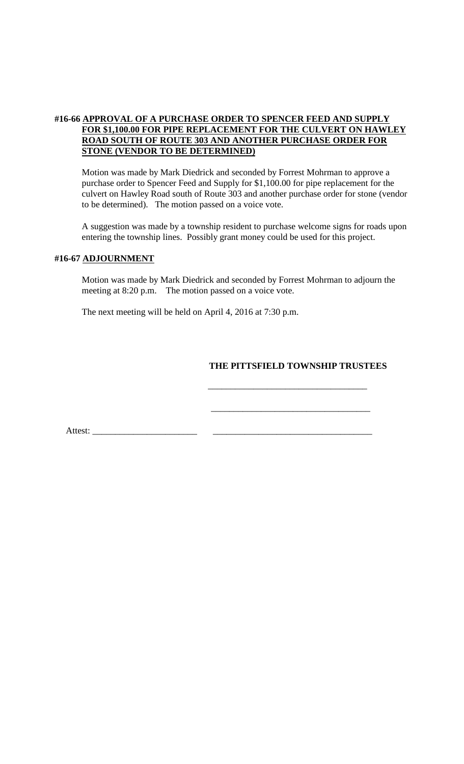**#16-66 <u>APPROVAL OF A PURCHASE ORDER TO SPENCER FEED AND SUPPLY FOR $1,100.00 FOR PIPE REPLACEMENT FOR THE CULVERT ON HAWLEY ROAD SOUTH OF ROUTE 303 AND ANOTHER PURCHASE ORDER FOR STONE (VENDOR TO BE DETERMINED)</u>**

Motion was made by Mark Diedrick and seconded by Forrest Mohrman to approve a purchase order to Spencer Feed and Supply for $1,100.00 for pipe replacement for the culvert on Hawley Road south of Route 303 and another purchase order for stone (vendor to be determined). The motion passed on a voice vote.

A suggestion was made by a township resident to purchase welcome signs for roads upon entering the township lines. Possibly grant money could be used for this project.

**#16-67 <u>ADJOURNMENT</u>**

Motion was made by Mark Diedrick and seconded by Forrest Mohrman to adjourn the meeting at 8:20 p.m. The motion passed on a voice vote.

The next meeting will be held on April 4, 2016 at 7:30 p.m.

**THE PITTSFIELD TOWNSHIP TRUSTEES**

___________________________________

___________________________________

Attest: _______________________ ___________________________________